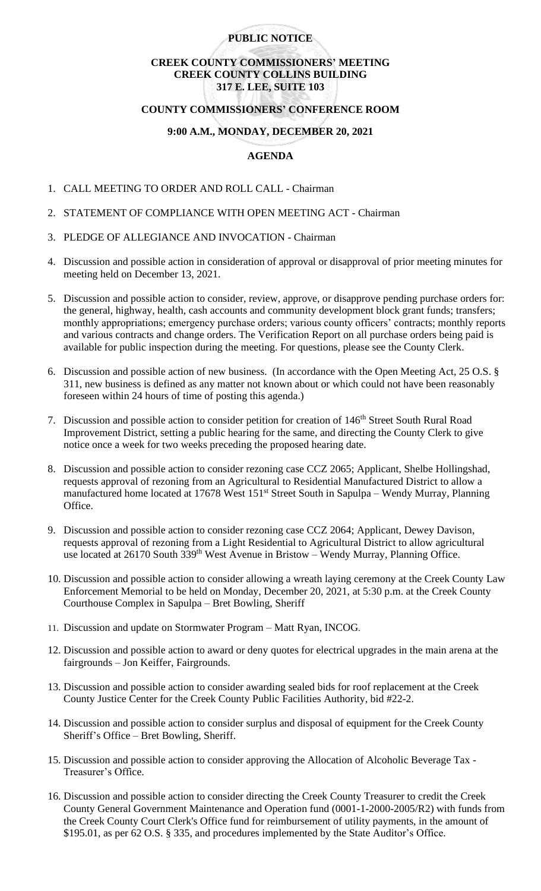**PUBLIC NOTICE**

**CREEK COUNTY COMMISSIONERS' MEETING**
**CREEK COUNTY COLLINS BUILDING**
**317 E. LEE, SUITE 103**

**COUNTY COMMISSIONERS' CONFERENCE ROOM**

**9:00 A.M., MONDAY, DECEMBER 20, 2021**

**AGENDA**

1. CALL MEETING TO ORDER AND ROLL CALL - Chairman
2. STATEMENT OF COMPLIANCE WITH OPEN MEETING ACT - Chairman
3. PLEDGE OF ALLEGIANCE AND INVOCATION - Chairman
4. Discussion and possible action in consideration of approval or disapproval of prior meeting minutes for meeting held on December 13, 2021.
5. Discussion and possible action to consider, review, approve, or disapprove pending purchase orders for: the general, highway, health, cash accounts and community development block grant funds; transfers; monthly appropriations; emergency purchase orders; various county officers' contracts; monthly reports and various contracts and change orders. The Verification Report on all purchase orders being paid is available for public inspection during the meeting. For questions, please see the County Clerk.
6. Discussion and possible action of new business. (In accordance with the Open Meeting Act, 25 O.S. § 311, new business is defined as any matter not known about or which could not have been reasonably foreseen within 24 hours of time of posting this agenda.)
7. Discussion and possible action to consider petition for creation of 146th Street South Rural Road Improvement District, setting a public hearing for the same, and directing the County Clerk to give notice once a week for two weeks preceding the proposed hearing date.
8. Discussion and possible action to consider rezoning case CCZ 2065; Applicant, Shelbe Hollingshad, requests approval of rezoning from an Agricultural to Residential Manufactured District to allow a manufactured home located at 17678 West 151st Street South in Sapulpa – Wendy Murray, Planning Office.
9. Discussion and possible action to consider rezoning case CCZ 2064; Applicant, Dewey Davison, requests approval of rezoning from a Light Residential to Agricultural District to allow agricultural use located at 26170 South 339th West Avenue in Bristow – Wendy Murray, Planning Office.
10. Discussion and possible action to consider allowing a wreath laying ceremony at the Creek County Law Enforcement Memorial to be held on Monday, December 20, 2021, at 5:30 p.m. at the Creek County Courthouse Complex in Sapulpa – Bret Bowling, Sheriff
11. Discussion and update on Stormwater Program – Matt Ryan, INCOG.
12. Discussion and possible action to award or deny quotes for electrical upgrades in the main arena at the fairgrounds – Jon Keiffer, Fairgrounds.
13. Discussion and possible action to consider awarding sealed bids for roof replacement at the Creek County Justice Center for the Creek County Public Facilities Authority, bid #22-2.
14. Discussion and possible action to consider surplus and disposal of equipment for the Creek County Sheriff's Office – Bret Bowling, Sheriff.
15. Discussion and possible action to consider approving the Allocation of Alcoholic Beverage Tax - Treasurer's Office.
16. Discussion and possible action to consider directing the Creek County Treasurer to credit the Creek County General Government Maintenance and Operation fund (0001-1-2000-2005/R2) with funds from the Creek County Court Clerk's Office fund for reimbursement of utility payments, in the amount of $195.01, as per 62 O.S. § 335, and procedures implemented by the State Auditor's Office.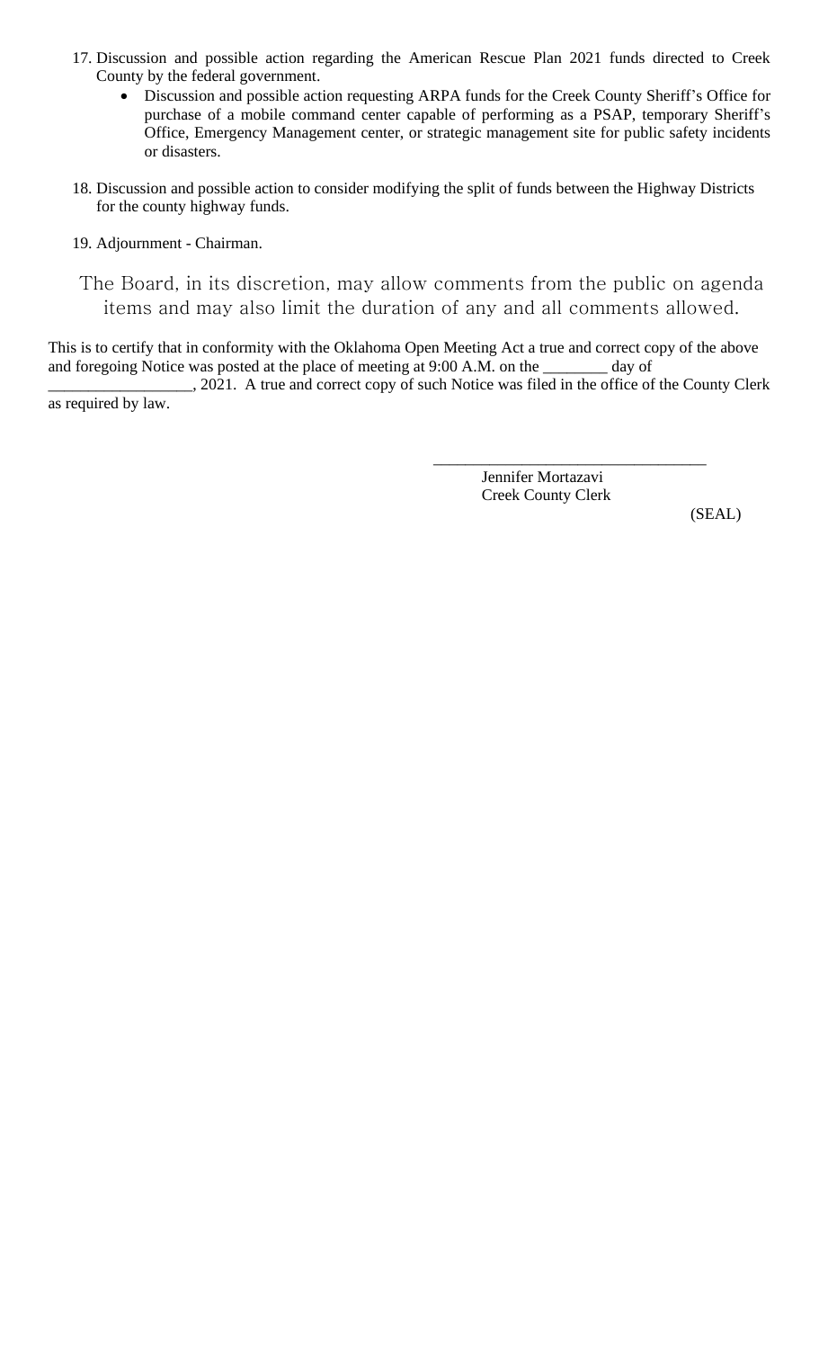17. Discussion and possible action regarding the American Rescue Plan 2021 funds directed to Creek County by the federal government.
    - Discussion and possible action requesting ARPA funds for the Creek County Sheriff's Office for purchase of a mobile command center capable of performing as a PSAP, temporary Sheriff's Office, Emergency Management center, or strategic management site for public safety incidents or disasters.

18. Discussion and possible action to consider modifying the split of funds between the Highway Districts for the county highway funds.

19. Adjournment - Chairman.

The Board, in its discretion, may allow comments from the public on agenda items and may also limit the duration of any and all comments allowed.

This is to certify that in conformity with the Oklahoma Open Meeting Act a true and correct copy of the above and foregoing Notice was posted at the place of meeting at 9:00 A.M. on the ________ day of __________________, 2021. A true and correct copy of such Notice was filed in the office of the County Clerk as required by law.

__________________________________

Jennifer Mortazavi
Creek County Clerk

(SEAL)